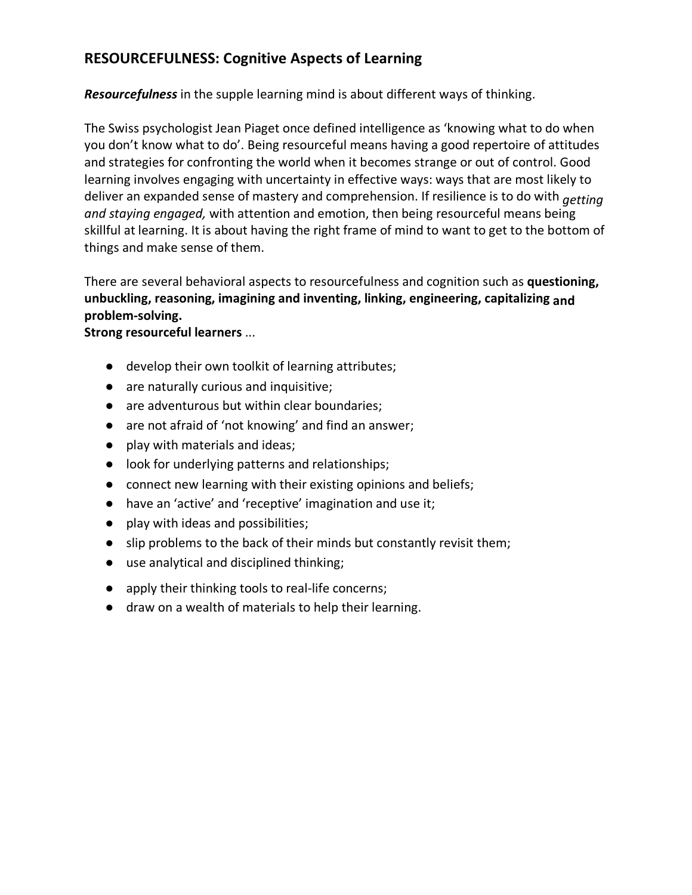## RESOURCEFULNESS: Cognitive Aspects of Learning

***Resourcefulness*** in the supple learning mind is about different ways of thinking.

The Swiss psychologist Jean Piaget once defined intelligence as 'knowing what to do when you don't know what to do'. Being resourceful means having a good repertoire of attitudes and strategies for confronting the world when it becomes strange or out of control. Good learning involves engaging with uncertainty in effective ways: ways that are most likely to deliver an expanded sense of mastery and comprehension. If resilience is to do with *getting and staying engaged,* with attention and emotion, then being resourceful means being skillful at learning. It is about having the right frame of mind to want to get to the bottom of things and make sense of them.

There are several behavioral aspects to resourcefulness and cognition such as **questioning, unbuckling, reasoning, imagining and inventing, linking, engineering, capitalizing and problem-solving.**

**Strong resourceful learners** ...

- develop their own toolkit of learning attributes;
- are naturally curious and inquisitive;
- are adventurous but within clear boundaries;
- are not afraid of 'not knowing' and find an answer;
- play with materials and ideas;
- look for underlying patterns and relationships;
- connect new learning with their existing opinions and beliefs;
- have an 'active' and 'receptive' imagination and use it;
- play with ideas and possibilities;
- slip problems to the back of their minds but constantly revisit them;
- use analytical and disciplined thinking;
- apply their thinking tools to real-life concerns;
- draw on a wealth of materials to help their learning.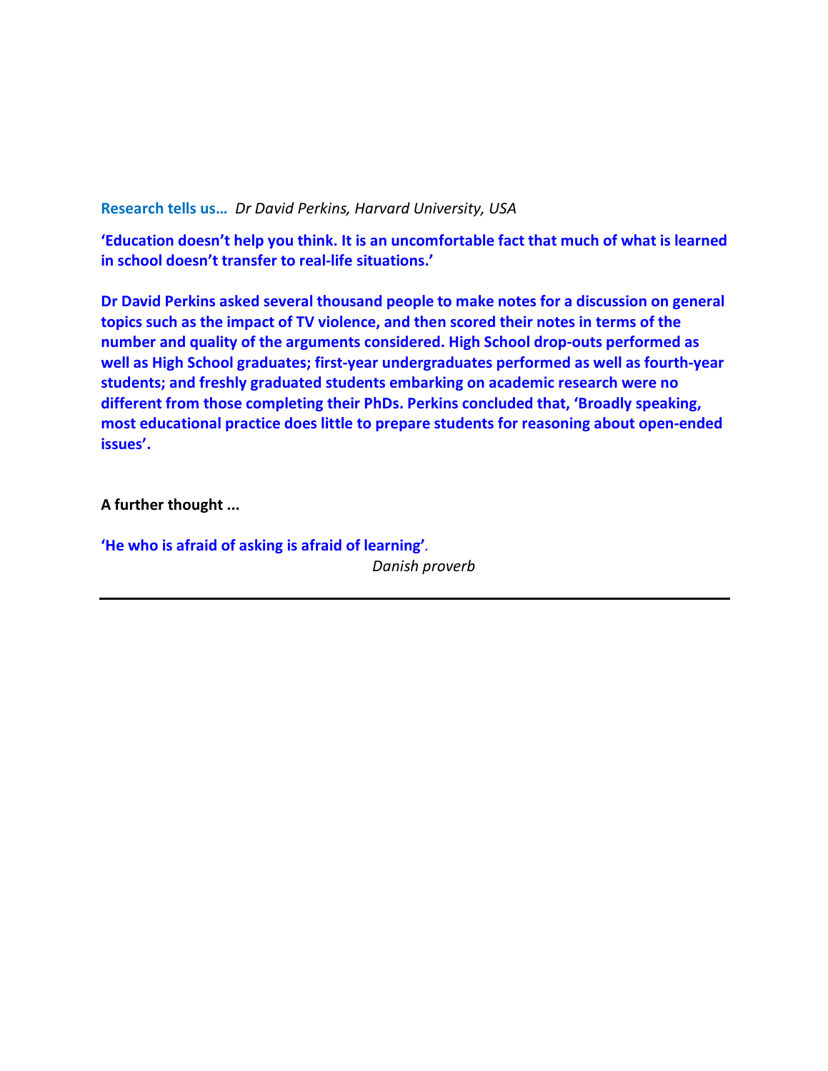**Research tells us…** *Dr David Perkins, Harvard University, USA*

**'Education doesn't help you think. It is an uncomfortable fact that much of what is learned in school doesn't transfer to real-life situations.'**

**Dr David Perkins asked several thousand people to make notes for a discussion on general topics such as the impact of TV violence, and then scored their notes in terms of the number and quality of the arguments considered. High School drop-outs performed as well as High School graduates; first-year undergraduates performed as well as fourth-year students; and freshly graduated students embarking on academic research were no different from those completing their PhDs. Perkins concluded that, 'Broadly speaking, most educational practice does little to prepare students for reasoning about open-ended issues'.**

**A further thought ...**

**'He who is afraid of asking is afraid of learning'.**

*Danish proverb*

---